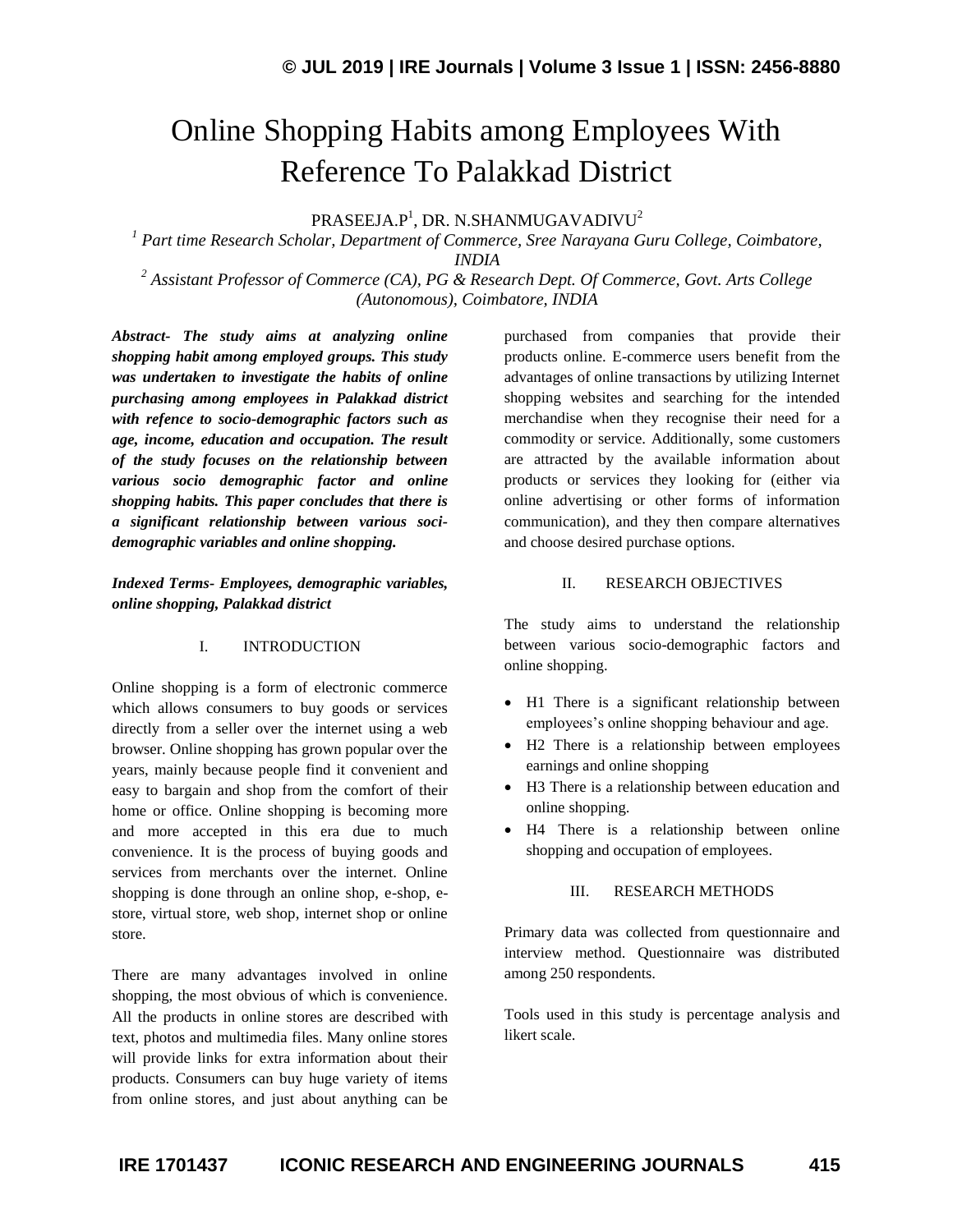# Online Shopping Habits among Employees With Reference To Palakkad District

PRASEEJA.P[1], DR. N.SHANMUGAVADIVU[2]

[1] *Part time Research Scholar, Department of Commerce, Sree Narayana Guru College, Coimbatore, INDIA*

[2] *Assistant Professor of Commerce (CA), PG & Research Dept. Of Commerce, Govt. Arts College (Autonomous), Coimbatore, INDIA*

***Abstract- The study aims at analyzing online shopping habit among employed groups. This study was undertaken to investigate the habits of online purchasing among employees in Palakkad district with refence to socio-demographic factors such as age, income, education and occupation. The result of the study focuses on the relationship between various socio demographic factor and online shopping habits. This paper concludes that there is a significant relationship between various soci-demographic variables and online shopping.***

***Indexed Terms- Employees, demographic variables, online shopping, Palakkad district***

## I. INTRODUCTION

Online shopping is a form of electronic commerce which allows consumers to buy goods or services directly from a seller over the internet using a web browser. Online shopping has grown popular over the years, mainly because people find it convenient and easy to bargain and shop from the comfort of their home or office. Online shopping is becoming more and more accepted in this era due to much convenience. It is the process of buying goods and services from merchants over the internet. Online shopping is done through an online shop, e-shop, e-store, virtual store, web shop, internet shop or online store.

There are many advantages involved in online shopping, the most obvious of which is convenience. All the products in online stores are described with text, photos and multimedia files. Many online stores will provide links for extra information about their products. Consumers can buy huge variety of items from online stores, and just about anything can be purchased from companies that provide their products online. E-commerce users benefit from the advantages of online transactions by utilizing Internet shopping websites and searching for the intended merchandise when they recognise their need for a commodity or service. Additionally, some customers are attracted by the available information about products or services they looking for (either via online advertising or other forms of information communication), and they then compare alternatives and choose desired purchase options.

## II. RESEARCH OBJECTIVES

The study aims to understand the relationship between various socio-demographic factors and online shopping.

- H1 There is a significant relationship between employees's online shopping behaviour and age.
- H2 There is a relationship between employees earnings and online shopping
- H3 There is a relationship between education and online shopping.
- H4 There is a relationship between online shopping and occupation of employees.

## III. RESEARCH METHODS

Primary data was collected from questionnaire and interview method. Questionnaire was distributed among 250 respondents.

Tools used in this study is percentage analysis and likert scale.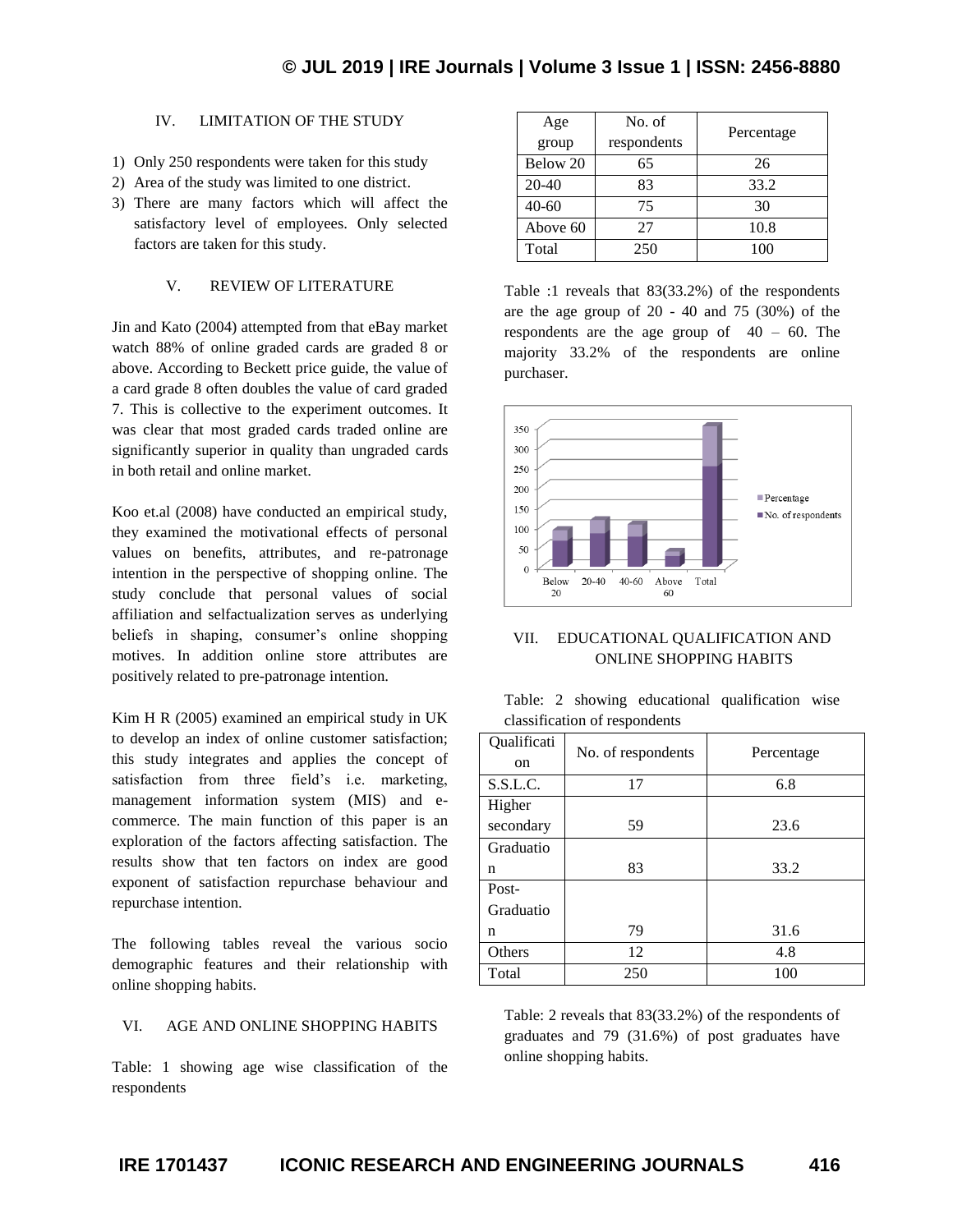## IV. LIMITATION OF THE STUDY

1) Only 250 respondents were taken for this study
2) Area of the study was limited to one district.
3) There are many factors which will affect the satisfactory level of employees. Only selected factors are taken for this study.

## V. REVIEW OF LITERATURE

Jin and Kato (2004) attempted from that eBay market watch 88% of online graded cards are graded 8 or above. According to Beckett price guide, the value of a card grade 8 often doubles the value of card graded 7. This is collective to the experiment outcomes. It was clear that most graded cards traded online are significantly superior in quality than ungraded cards in both retail and online market.

Koo et.al (2008) have conducted an empirical study, they examined the motivational effects of personal values on benefits, attributes, and re-patronage intention in the perspective of shopping online. The study conclude that personal values of social affiliation and selfactualization serves as underlying beliefs in shaping, consumer's online shopping motives. In addition online store attributes are positively related to pre-patronage intention.

Kim H R (2005) examined an empirical study in UK to develop an index of online customer satisfaction; this study integrates and applies the concept of satisfaction from three field's i.e. marketing, management information system (MIS) and e-commerce. The main function of this paper is an exploration of the factors affecting satisfaction. The results show that ten factors on index are good exponent of satisfaction repurchase behaviour and repurchase intention.

The following tables reveal the various socio demographic features and their relationship with online shopping habits.

## VI. AGE AND ONLINE SHOPPING HABITS

Table: 1 showing age wise classification of the respondents

| Age group | No. of respondents | Percentage |
|---|---|---|
| Below 20 | 65 | 26 |
| 20-40 | 83 | 33.2 |
| 40-60 | 75 | 30 |
| Above 60 | 27 | 10.8 |
| Total | 250 | 100 |

Table :1 reveals that 83(33.2%) of the respondents are the age group of 20 - 40 and 75 (30%) of the respondents are the age group of 40 – 60. The majority 33.2% of the respondents are online purchaser.

## VII. EDUCATIONAL QUALIFICATION AND ONLINE SHOPPING HABITS

Table: 2 showing educational qualification wise classification of respondents

| Qualification | No. of respondents | Percentage |
|---|---|---|
| S.S.L.C. | 17 | 6.8 |
| Higher secondary | 59 | 23.6 |
| Graduation | 83 | 33.2 |
| Post-Graduation | 79 | 31.6 |
| Others | 12 | 4.8 |
| Total | 250 | 100 |

Table: 2 reveals that 83(33.2%) of the respondents of graduates and 79 (31.6%) of post graduates have online shopping habits.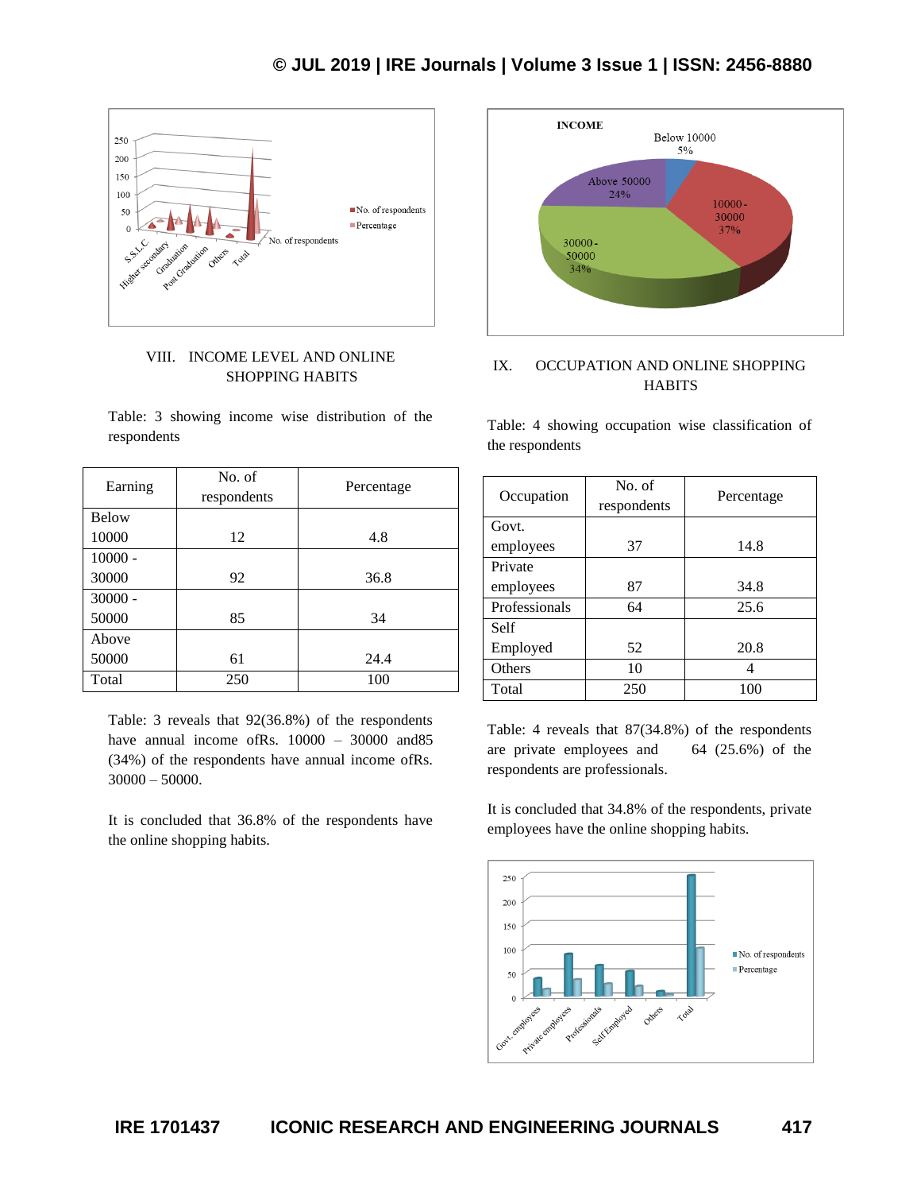## VIII. INCOME LEVEL AND ONLINE SHOPPING HABITS

Table: 3 showing income wise distribution of the respondents

| Earning | No. of respondents | Percentage |
|---|---|---|
| Below 10000 | 12 | 4.8 |
| 10000 - 30000 | 92 | 36.8 |
| 30000 - 50000 | 85 | 34 |
| Above 50000 | 61 | 24.4 |
| Total | 250 | 100 |

Table: 3 reveals that 92(36.8%) of the respondents have annual income ofRs. 10000 – 30000 and85 (34%) of the respondents have annual income ofRs. 30000 – 50000.

It is concluded that 36.8% of the respondents have the online shopping habits.

## IX. OCCUPATION AND ONLINE SHOPPING HABITS

Table: 4 showing occupation wise classification of the respondents

| Occupation | No. of respondents | Percentage |
|---|---|---|
| Govt. employees | 37 | 14.8 |
| Private employees | 87 | 34.8 |
| Professionals | 64 | 25.6 |
| Self Employed | 52 | 20.8 |
| Others | 10 | 4 |
| Total | 250 | 100 |

Table: 4 reveals that 87(34.8%) of the respondents are private employees and 64 (25.6%) of the respondents are professionals.

It is concluded that 34.8% of the respondents, private employees have the online shopping habits.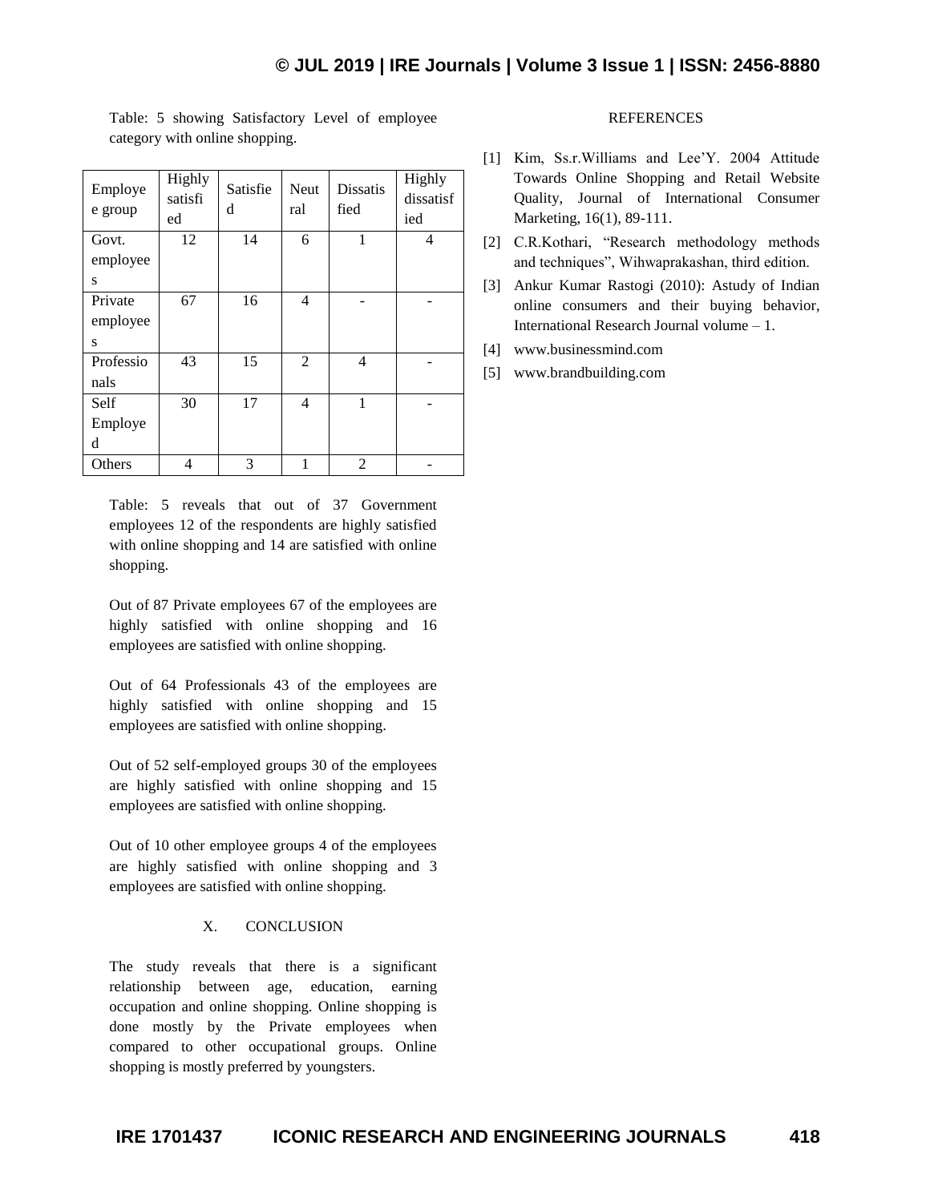Table: 5 showing Satisfactory Level of employee category with online shopping.

| Employee group | Highly satisfied | Satisfied | Neutral | Dissatisfied | Highly dissatisfied |
|---|---|---|---|---|---|
| Govt. employees | 12 | 14 | 6 | 1 | 4 |
| Private employees | 67 | 16 | 4 | - | - |
| Professionals | 43 | 15 | 2 | 4 | - |
| Self Employed | 30 | 17 | 4 | 1 | - |
| Others | 4 | 3 | 1 | 2 | - |

Table: 5 reveals that out of 37 Government employees 12 of the respondents are highly satisfied with online shopping and 14 are satisfied with online shopping.

Out of 87 Private employees 67 of the employees are highly satisfied with online shopping and 16 employees are satisfied with online shopping.

Out of 64 Professionals 43 of the employees are highly satisfied with online shopping and 15 employees are satisfied with online shopping.

Out of 52 self-employed groups 30 of the employees are highly satisfied with online shopping and 15 employees are satisfied with online shopping.

Out of 10 other employee groups 4 of the employees are highly satisfied with online shopping and 3 employees are satisfied with online shopping.

## X. CONCLUSION

The study reveals that there is a significant relationship between age, education, earning occupation and online shopping. Online shopping is done mostly by the Private employees when compared to other occupational groups. Online shopping is mostly preferred by youngsters.

## REFERENCES

[1] Kim, Ss.r.Williams and Lee'Y. 2004 Attitude Towards Online Shopping and Retail Website Quality, Journal of International Consumer Marketing, 16(1), 89-111.

[2] C.R.Kothari, "Research methodology methods and techniques", Wihwaprakashan, third edition.

[3] Ankur Kumar Rastogi (2010): Astudy of Indian online consumers and their buying behavior, International Research Journal volume – 1.

[4] www.businessmind.com

[5] www.brandbuilding.com